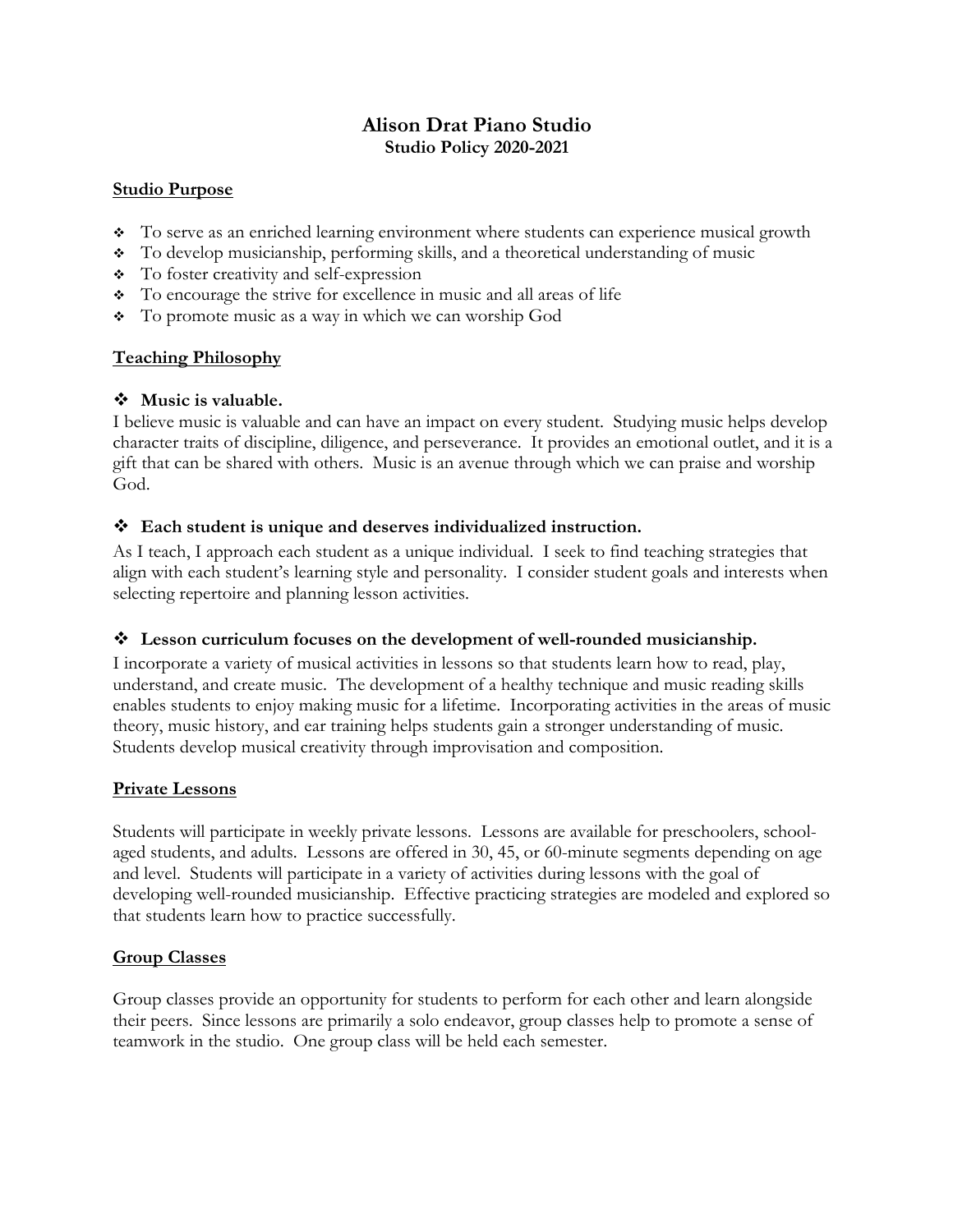# Alison Drat Piano Studio

## Studio Policy 2020-2021

### Studio Purpose

- To serve as an enriched learning environment where students can experience musical growth
- To develop musicianship, performing skills, and a theoretical understanding of music
- To foster creativity and self-expression
- To encourage the strive for excellence in music and all areas of life
- To promote music as a way in which we can worship God

### Teaching Philosophy

- **Music is valuable.**

I believe music is valuable and can have an impact on every student. Studying music helps develop character traits of discipline, diligence, and perseverance. It provides an emotional outlet, and it is a gift that can be shared with others. Music is an avenue through which we can praise and worship God.

- **Each student is unique and deserves individualized instruction.**

As I teach, I approach each student as a unique individual. I seek to find teaching strategies that align with each student's learning style and personality. I consider student goals and interests when selecting repertoire and planning lesson activities.

- **Lesson curriculum focuses on the development of well-rounded musicianship.**

I incorporate a variety of musical activities in lessons so that students learn how to read, play, understand, and create music. The development of a healthy technique and music reading skills enables students to enjoy making music for a lifetime. Incorporating activities in the areas of music theory, music history, and ear training helps students gain a stronger understanding of music. Students develop musical creativity through improvisation and composition.

### Private Lessons

Students will participate in weekly private lessons. Lessons are available for preschoolers, school-aged students, and adults. Lessons are offered in 30, 45, or 60-minute segments depending on age and level. Students will participate in a variety of activities during lessons with the goal of developing well-rounded musicianship. Effective practicing strategies are modeled and explored so that students learn how to practice successfully.

### Group Classes

Group classes provide an opportunity for students to perform for each other and learn alongside their peers. Since lessons are primarily a solo endeavor, group classes help to promote a sense of teamwork in the studio. One group class will be held each semester.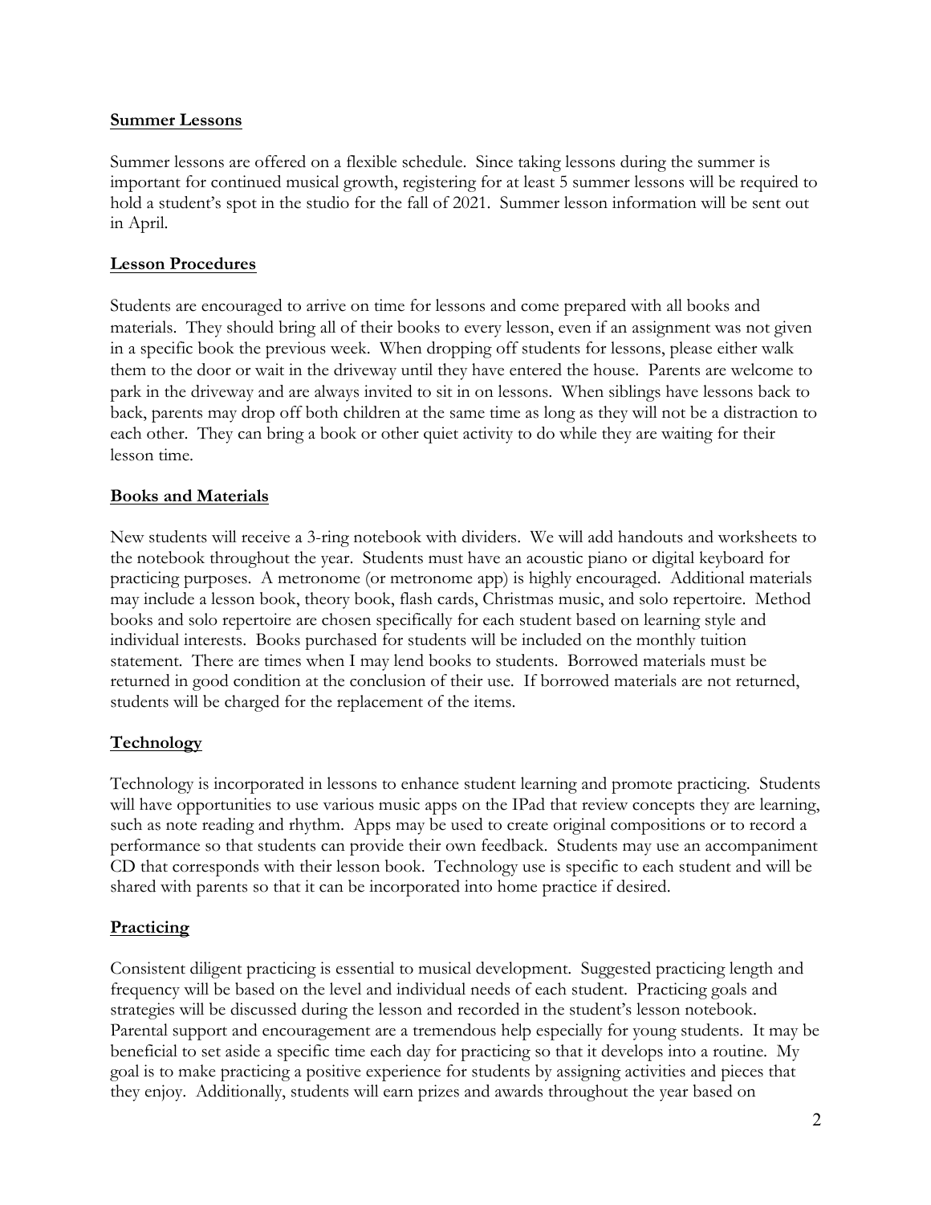## Summer Lessons

Summer lessons are offered on a flexible schedule. Since taking lessons during the summer is important for continued musical growth, registering for at least 5 summer lessons will be required to hold a student's spot in the studio for the fall of 2021. Summer lesson information will be sent out in April.

## Lesson Procedures

Students are encouraged to arrive on time for lessons and come prepared with all books and materials. They should bring all of their books to every lesson, even if an assignment was not given in a specific book the previous week. When dropping off students for lessons, please either walk them to the door or wait in the driveway until they have entered the house. Parents are welcome to park in the driveway and are always invited to sit in on lessons. When siblings have lessons back to back, parents may drop off both children at the same time as long as they will not be a distraction to each other. They can bring a book or other quiet activity to do while they are waiting for their lesson time.

## Books and Materials

New students will receive a 3-ring notebook with dividers. We will add handouts and worksheets to the notebook throughout the year. Students must have an acoustic piano or digital keyboard for practicing purposes. A metronome (or metronome app) is highly encouraged. Additional materials may include a lesson book, theory book, flash cards, Christmas music, and solo repertoire. Method books and solo repertoire are chosen specifically for each student based on learning style and individual interests. Books purchased for students will be included on the monthly tuition statement. There are times when I may lend books to students. Borrowed materials must be returned in good condition at the conclusion of their use. If borrowed materials are not returned, students will be charged for the replacement of the items.

## Technology

Technology is incorporated in lessons to enhance student learning and promote practicing. Students will have opportunities to use various music apps on the IPad that review concepts they are learning, such as note reading and rhythm. Apps may be used to create original compositions or to record a performance so that students can provide their own feedback. Students may use an accompaniment CD that corresponds with their lesson book. Technology use is specific to each student and will be shared with parents so that it can be incorporated into home practice if desired.

## Practicing

Consistent diligent practicing is essential to musical development. Suggested practicing length and frequency will be based on the level and individual needs of each student. Practicing goals and strategies will be discussed during the lesson and recorded in the student's lesson notebook. Parental support and encouragement are a tremendous help especially for young students. It may be beneficial to set aside a specific time each day for practicing so that it develops into a routine. My goal is to make practicing a positive experience for students by assigning activities and pieces that they enjoy. Additionally, students will earn prizes and awards throughout the year based on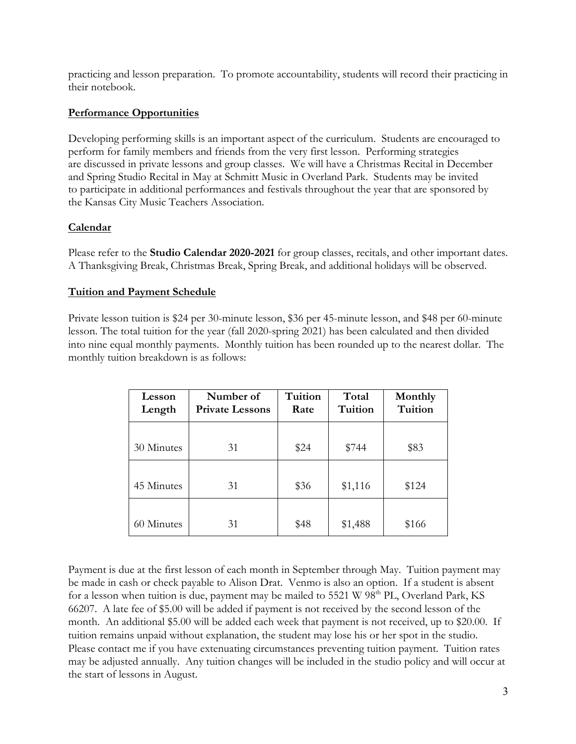practicing and lesson preparation. To promote accountability, students will record their practicing in their notebook.

## Performance Opportunities

Developing performing skills is an important aspect of the curriculum. Students are encouraged to perform for family members and friends from the very first lesson. Performing strategies are discussed in private lessons and group classes. We will have a Christmas Recital in December and Spring Studio Recital in May at Schmitt Music in Overland Park. Students may be invited to participate in additional performances and festivals throughout the year that are sponsored by the Kansas City Music Teachers Association.

## Calendar

Please refer to the **Studio Calendar 2020-2021** for group classes, recitals, and other important dates. A Thanksgiving Break, Christmas Break, Spring Break, and additional holidays will be observed.

## Tuition and Payment Schedule

Private lesson tuition is $24 per 30-minute lesson, $36 per 45-minute lesson, and $48 per 60-minute lesson. The total tuition for the year (fall 2020-spring 2021) has been calculated and then divided into nine equal monthly payments. Monthly tuition has been rounded up to the nearest dollar. The monthly tuition breakdown is as follows:

| Lesson Length | Number of Private Lessons | Tuition Rate | Total Tuition | Monthly Tuition |
|---|---|---|---|---|
| 30 Minutes | 31 | $24 | $744 | $83 |
| 45 Minutes | 31 | $36 | $1,116 | $124 |
| 60 Minutes | 31 | $48 | $1,488 | $166 |

Payment is due at the first lesson of each month in September through May. Tuition payment may be made in cash or check payable to Alison Drat. Venmo is also an option. If a student is absent for a lesson when tuition is due, payment may be mailed to 5521 W 98th PL, Overland Park, KS 66207. A late fee of $5.00 will be added if payment is not received by the second lesson of the month. An additional $5.00 will be added each week that payment is not received, up to $20.00. If tuition remains unpaid without explanation, the student may lose his or her spot in the studio. Please contact me if you have extenuating circumstances preventing tuition payment. Tuition rates may be adjusted annually. Any tuition changes will be included in the studio policy and will occur at the start of lessons in August.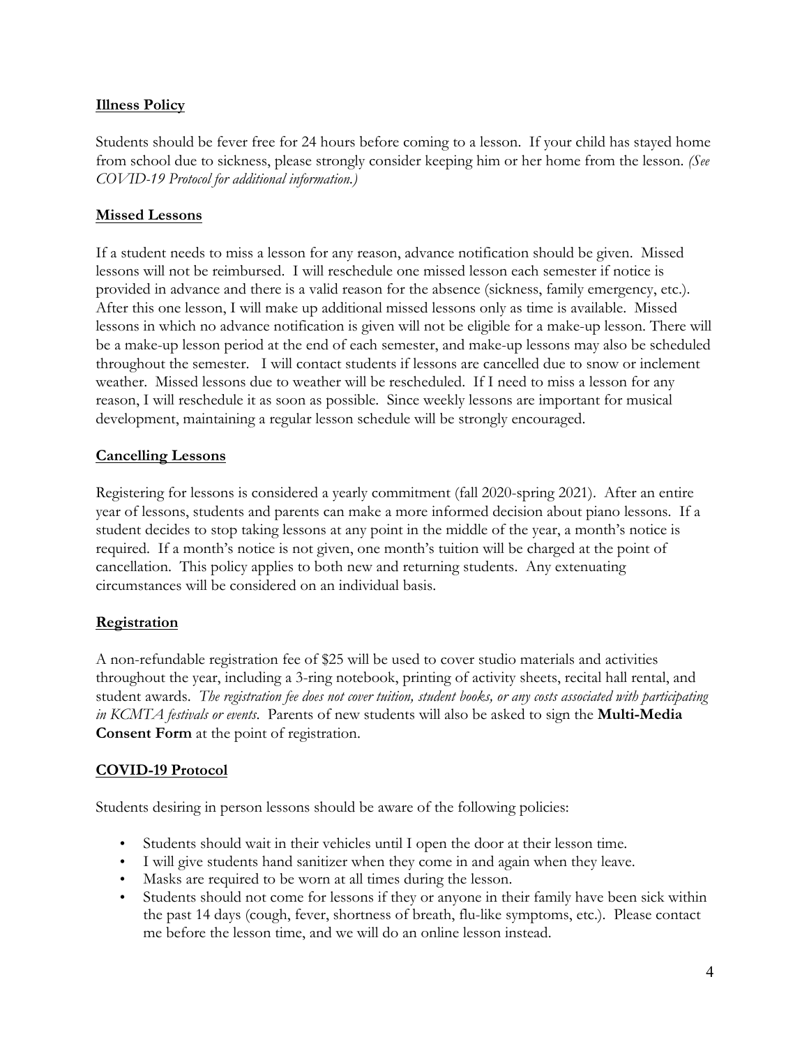## Illness Policy

Students should be fever free for 24 hours before coming to a lesson. If your child has stayed home from school due to sickness, please strongly consider keeping him or her home from the lesson. *(See COVID-19 Protocol for additional information.)*

## Missed Lessons

If a student needs to miss a lesson for any reason, advance notification should be given. Missed lessons will not be reimbursed. I will reschedule one missed lesson each semester if notice is provided in advance and there is a valid reason for the absence (sickness, family emergency, etc.). After this one lesson, I will make up additional missed lessons only as time is available. Missed lessons in which no advance notification is given will not be eligible for a make-up lesson. There will be a make-up lesson period at the end of each semester, and make-up lessons may also be scheduled throughout the semester. I will contact students if lessons are cancelled due to snow or inclement weather. Missed lessons due to weather will be rescheduled. If I need to miss a lesson for any reason, I will reschedule it as soon as possible. Since weekly lessons are important for musical development, maintaining a regular lesson schedule will be strongly encouraged.

## Cancelling Lessons

Registering for lessons is considered a yearly commitment (fall 2020-spring 2021). After an entire year of lessons, students and parents can make a more informed decision about piano lessons. If a student decides to stop taking lessons at any point in the middle of the year, a month's notice is required. If a month's notice is not given, one month's tuition will be charged at the point of cancellation. This policy applies to both new and returning students. Any extenuating circumstances will be considered on an individual basis.

## Registration

A non-refundable registration fee of $25 will be used to cover studio materials and activities throughout the year, including a 3-ring notebook, printing of activity sheets, recital hall rental, and student awards. *The registration fee does not cover tuition, student books, or any costs associated with participating in KCMTA festivals or events.* Parents of new students will also be asked to sign the **Multi-Media Consent Form** at the point of registration.

## COVID-19 Protocol

Students desiring in person lessons should be aware of the following policies:

- Students should wait in their vehicles until I open the door at their lesson time.
- I will give students hand sanitizer when they come in and again when they leave.
- Masks are required to be worn at all times during the lesson.
- Students should not come for lessons if they or anyone in their family have been sick within the past 14 days (cough, fever, shortness of breath, flu-like symptoms, etc.). Please contact me before the lesson time, and we will do an online lesson instead.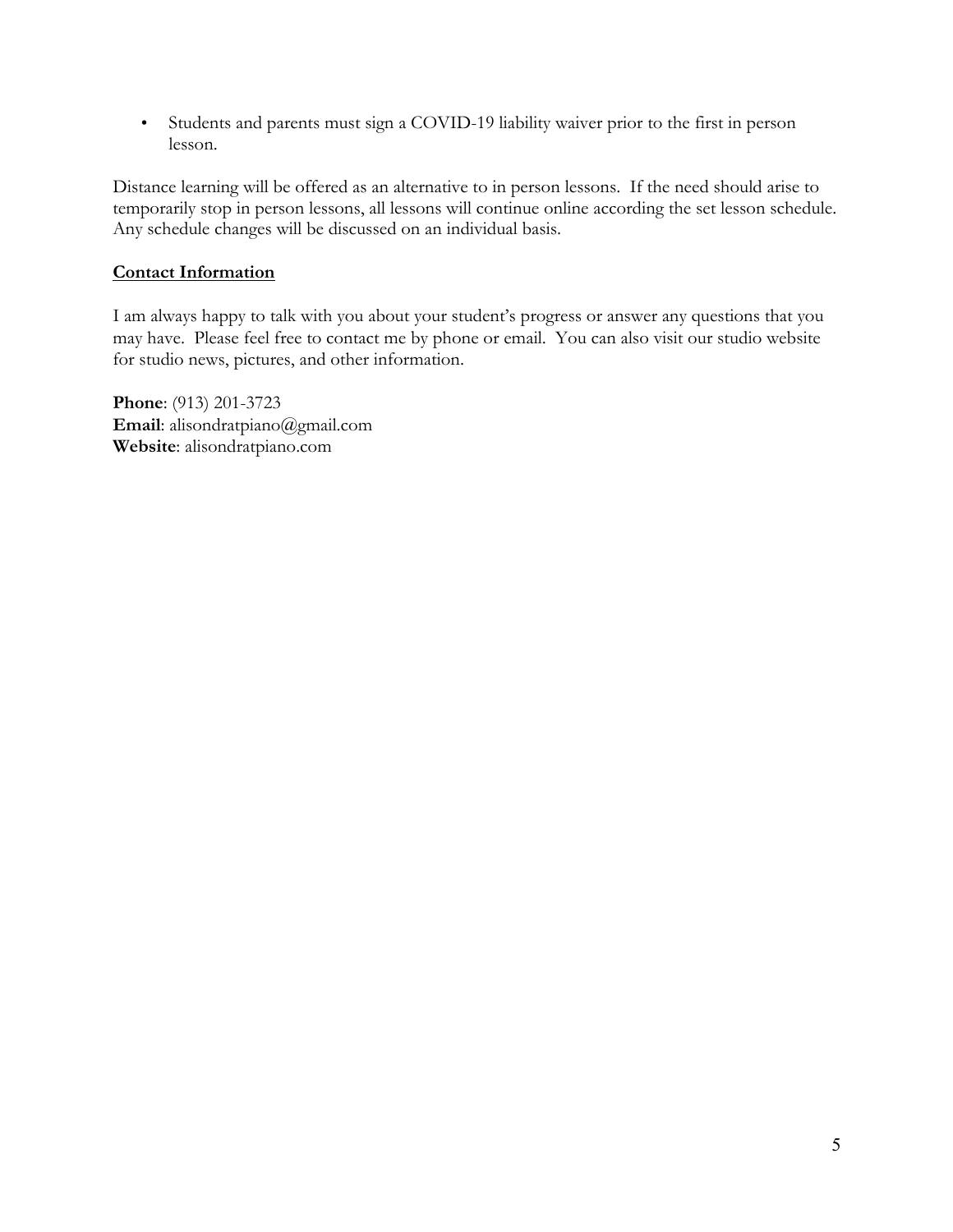- Students and parents must sign a COVID-19 liability waiver prior to the first in person lesson.

Distance learning will be offered as an alternative to in person lessons. If the need should arise to temporarily stop in person lessons, all lessons will continue online according the set lesson schedule. Any schedule changes will be discussed on an individual basis.

## Contact Information

I am always happy to talk with you about your student's progress or answer any questions that you may have. Please feel free to contact me by phone or email. You can also visit our studio website for studio news, pictures, and other information.

**Phone**: (913) 201-3723
**Email**: alisondratpiano@gmail.com
**Website**: alisondratpiano.com